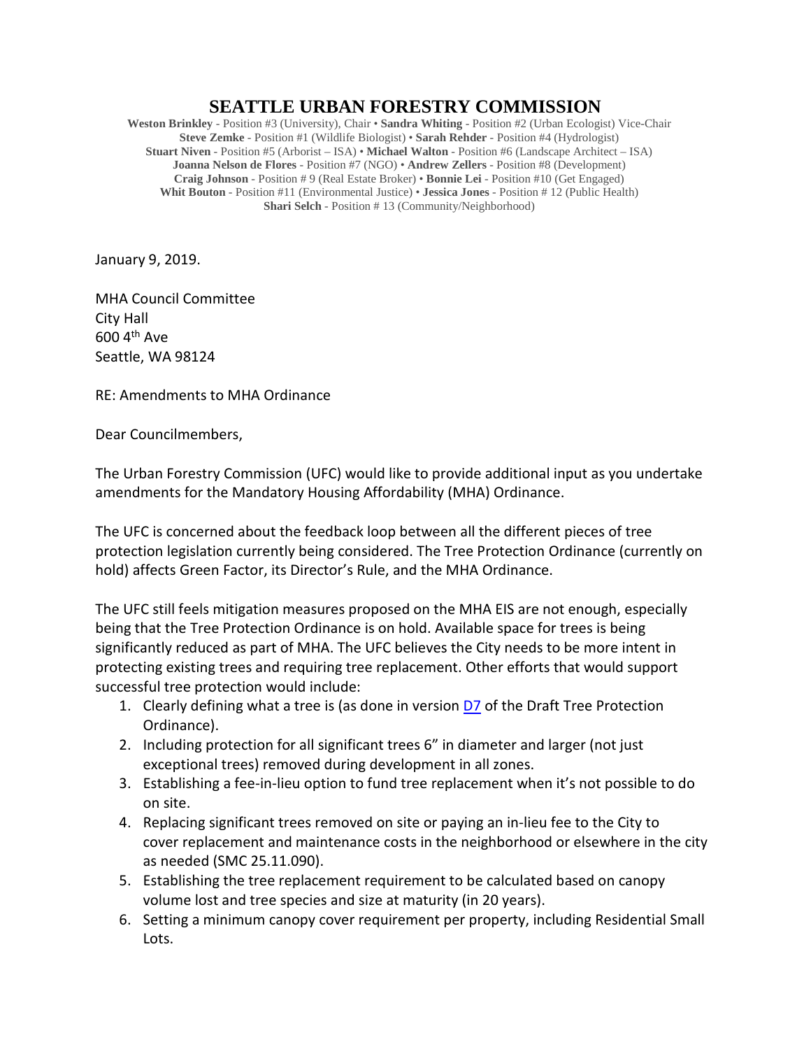# SEATTLE URBAN FORESTRY COMMISSION

**Weston Brinkley** - Position #3 (University), Chair • **Sandra Whiting** - Position #2 (Urban Ecologist) Vice-Chair
**Steve Zemke** - Position #1 (Wildlife Biologist) • **Sarah Rehder** - Position #4 (Hydrologist)
**Stuart Niven** - Position #5 (Arborist – ISA) • **Michael Walton** - Position #6 (Landscape Architect – ISA)
**Joanna Nelson de Flores** - Position #7 (NGO) • **Andrew Zellers** - Position #8 (Development)
**Craig Johnson** - Position # 9 (Real Estate Broker) • **Bonnie Lei** - Position #10 (Get Engaged)
**Whit Bouton** - Position #11 (Environmental Justice) • **Jessica Jones** - Position # 12 (Public Health)
**Shari Selch** - Position # 13 (Community/Neighborhood)

January 9, 2019.

MHA Council Committee
City Hall
600 4th Ave
Seattle, WA 98124

RE: Amendments to MHA Ordinance

Dear Councilmembers,

The Urban Forestry Commission (UFC) would like to provide additional input as you undertake amendments for the Mandatory Housing Affordability (MHA) Ordinance.

The UFC is concerned about the feedback loop between all the different pieces of tree protection legislation currently being considered. The Tree Protection Ordinance (currently on hold) affects Green Factor, its Director's Rule, and the MHA Ordinance.

The UFC still feels mitigation measures proposed on the MHA EIS are not enough, especially being that the Tree Protection Ordinance is on hold. Available space for trees is being significantly reduced as part of MHA. The UFC believes the City needs to be more intent in protecting existing trees and requiring tree replacement. Other efforts that would support successful tree protection would include:

1. Clearly defining what a tree is (as done in version D7 of the Draft Tree Protection Ordinance).
2. Including protection for all significant trees 6" in diameter and larger (not just exceptional trees) removed during development in all zones.
3. Establishing a fee-in-lieu option to fund tree replacement when it's not possible to do on site.
4. Replacing significant trees removed on site or paying an in-lieu fee to the City to cover replacement and maintenance costs in the neighborhood or elsewhere in the city as needed (SMC 25.11.090).
5. Establishing the tree replacement requirement to be calculated based on canopy volume lost and tree species and size at maturity (in 20 years).
6. Setting a minimum canopy cover requirement per property, including Residential Small Lots.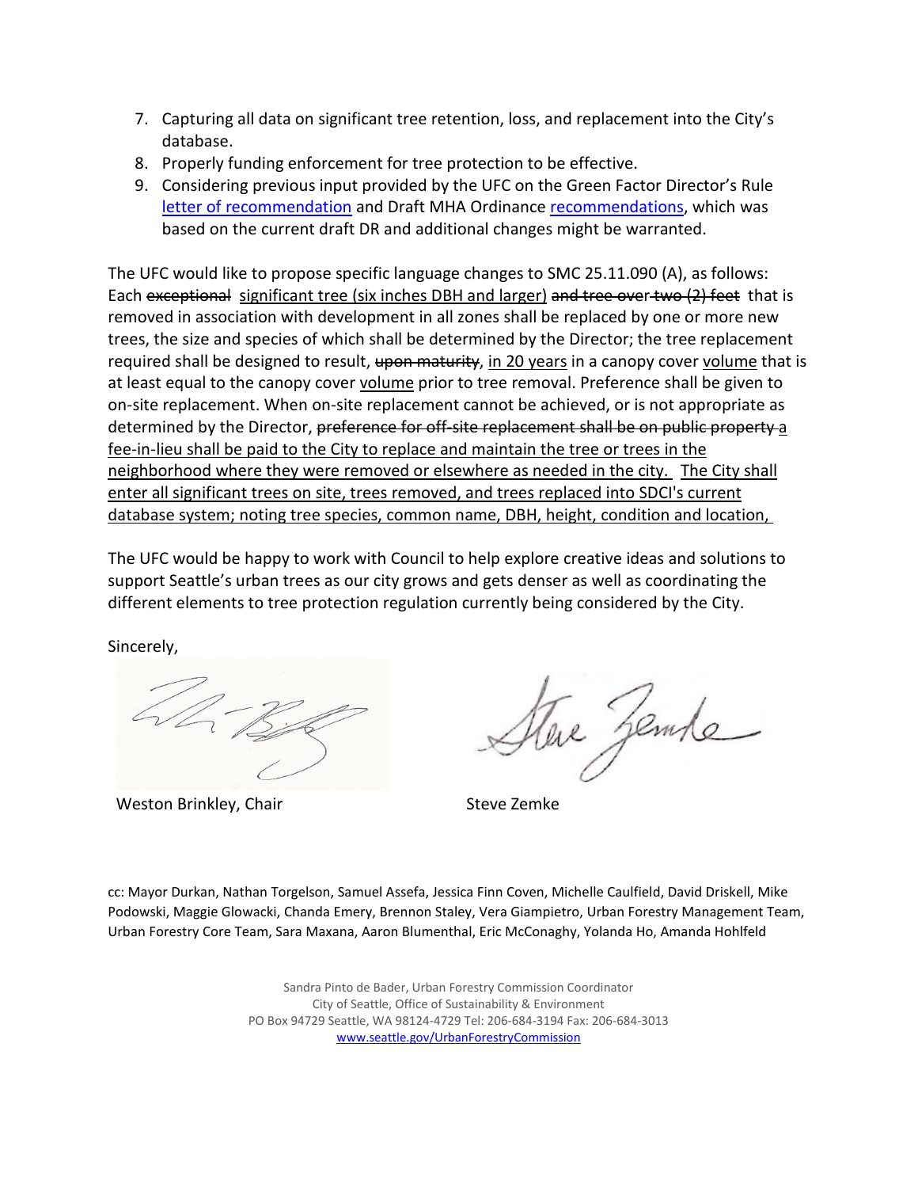7. Capturing all data on significant tree retention, loss, and replacement into the City's database.
8. Properly funding enforcement for tree protection to be effective.
9. Considering previous input provided by the UFC on the Green Factor Director's Rule letter of recommendation and Draft MHA Ordinance recommendations, which was based on the current draft DR and additional changes might be warranted.

The UFC would like to propose specific language changes to SMC 25.11.090 (A), as follows: Each ~~exceptional~~ <u>significant tree (six inches DBH and larger)</u> ~~and tree over two (2) feet~~ that is removed in association with development in all zones shall be replaced by one or more new trees, the size and species of which shall be determined by the Director; the tree replacement required shall be designed to result, ~~upon maturity~~, <u>in 20 years</u> in a canopy cover <u>volume</u> that is at least equal to the canopy cover <u>volume</u> prior to tree removal. Preference shall be given to on-site replacement. When on-site replacement cannot be achieved, or is not appropriate as determined by the Director, ~~preference for off-site replacement shall be on public property~~ <u>a fee-in-lieu shall be paid to the City to replace and maintain the tree or trees in the neighborhood where they were removed or elsewhere as needed in the city. The City shall enter all significant trees on site, trees removed, and trees replaced into SDCI's current database system; noting tree species, common name, DBH, height, condition and location,</u>

The UFC would be happy to work with Council to help explore creative ideas and solutions to support Seattle's urban trees as our city grows and gets denser as well as coordinating the different elements to tree protection regulation currently being considered by the City.

Sincerely,

Weston Brinkley, Chair

Steve Zemke

cc: Mayor Durkan, Nathan Torgelson, Samuel Assefa, Jessica Finn Coven, Michelle Caulfield, David Driskell, Mike Podowski, Maggie Glowacki, Chanda Emery, Brennon Staley, Vera Giampietro, Urban Forestry Management Team, Urban Forestry Core Team, Sara Maxana, Aaron Blumenthal, Eric McConaghy, Yolanda Ho, Amanda Hohlfeld

Sandra Pinto de Bader, Urban Forestry Commission Coordinator
City of Seattle, Office of Sustainability & Environment
PO Box 94729 Seattle, WA 98124-4729 Tel: 206-684-3194 Fax: 206-684-3013
www.seattle.gov/UrbanForestryCommission